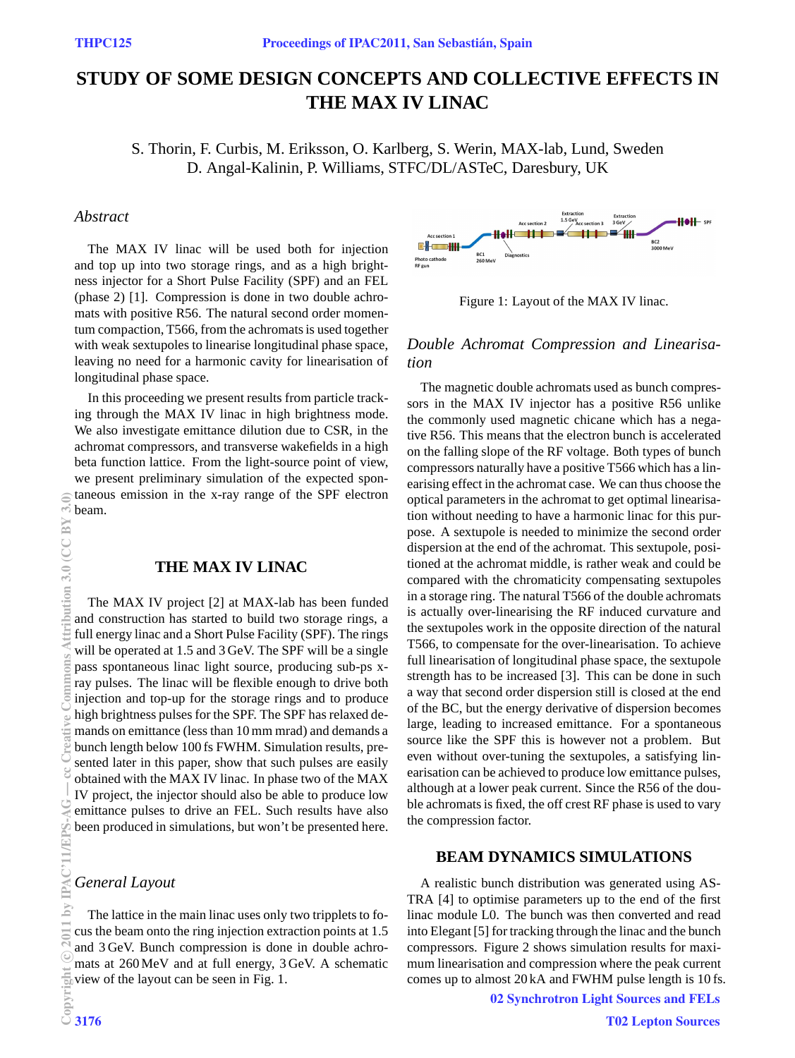# STUDY OF SOME DESIGN CONCEPTS AND COLLECTIVE EFFECTS IN THE MAX IV LINAC

S. Thorin, F. Curbis, M. Eriksson, O. Karlberg, S. Werin, MAX-lab, Lund, Sweden
D. Angal-Kalinin, P. Williams, STFC/DL/ASTeC, Daresbury, UK

## *Abstract*

The MAX IV linac will be used both for injection and top up into two storage rings, and as a high brightness injector for a Short Pulse Facility (SPF) and an FEL (phase 2) [1]. Compression is done in two double achromats with positive R56. The natural second order momentum compaction, T566, from the achromats is used together with weak sextupoles to linearise longitudinal phase space, leaving no need for a harmonic cavity for linearisation of longitudinal phase space.

In this proceeding we present results from particle tracking through the MAX IV linac in high brightness mode. We also investigate emittance dilution due to CSR, in the achromat compressors, and transverse wakefields in a high beta function lattice. From the light-source point of view, we present preliminary simulation of the expected spontaneous emission in the x-ray range of the SPF electron beam.

## THE MAX IV LINAC

The MAX IV project [2] at MAX-lab has been funded and construction has started to build two storage rings, a full energy linac and a Short Pulse Facility (SPF). The rings will be operated at 1.5 and 3 GeV. The SPF will be a single pass spontaneous linac light source, producing sub-ps x-ray pulses. The linac will be flexible enough to drive both injection and top-up for the storage rings and to produce high brightness pulses for the SPF. The SPF has relaxed demands on emittance (less than 10 mm mrad) and demands a bunch length below 100 fs FWHM. Simulation results, presented later in this paper, show that such pulses are easily obtained with the MAX IV linac. In phase two of the MAX IV project, the injector should also be able to produce low emittance pulses to drive an FEL. Such results have also been produced in simulations, but won't be presented here.

### *General Layout*

The lattice in the main linac uses only two tripplets to focus the beam onto the ring injection extraction points at 1.5 and 3 GeV. Bunch compression is done in double achromats at 260 MeV and at full energy, 3 GeV. A schematic view of the layout can be seen in Fig. 1.

Figure 1: Layout of the MAX IV linac.

### *Double Achromat Compression and Linearisation*

The magnetic double achromats used as bunch compressors in the MAX IV injector has a positive R56 unlike the commonly used magnetic chicane which has a negative R56. This means that the electron bunch is accelerated on the falling slope of the RF voltage. Both types of bunch compressors naturally have a positive T566 which has a linearising effect in the achromat case. We can thus choose the optical parameters in the achromat to get optimal linearisation without needing to have a harmonic linac for this purpose. A sextupole is needed to minimize the second order dispersion at the end of the achromat. This sextupole, positioned at the achromat middle, is rather weak and could be compared with the chromaticity compensating sextupoles in a storage ring. The natural T566 of the double achromats is actually over-linearising the RF induced curvature and the sextupoles work in the opposite direction of the natural T566, to compensate for the over-linearisation. To achieve full linearisation of longitudinal phase space, the sextupole strength has to be increased [3]. This can be done in such a way that second order dispersion still is closed at the end of the BC, but the energy derivative of dispersion becomes large, leading to increased emittance. For a spontaneous source like the SPF this is however not a problem. But even without over-tuning the sextupoles, a satisfying linearisation can be achieved to produce low emittance pulses, although at a lower peak current. Since the R56 of the double achromats is fixed, the off crest RF phase is used to vary the compression factor.

## BEAM DYNAMICS SIMULATIONS

A realistic bunch distribution was generated using ASTRA [4] to optimise parameters up to the end of the first linac module L0. The bunch was then converted and read into Elegant [5] for tracking through the linac and the bunch compressors. Figure 2 shows simulation results for maximum linearisation and compression where the peak current comes up to almost 20 kA and FWHM pulse length is 10 fs.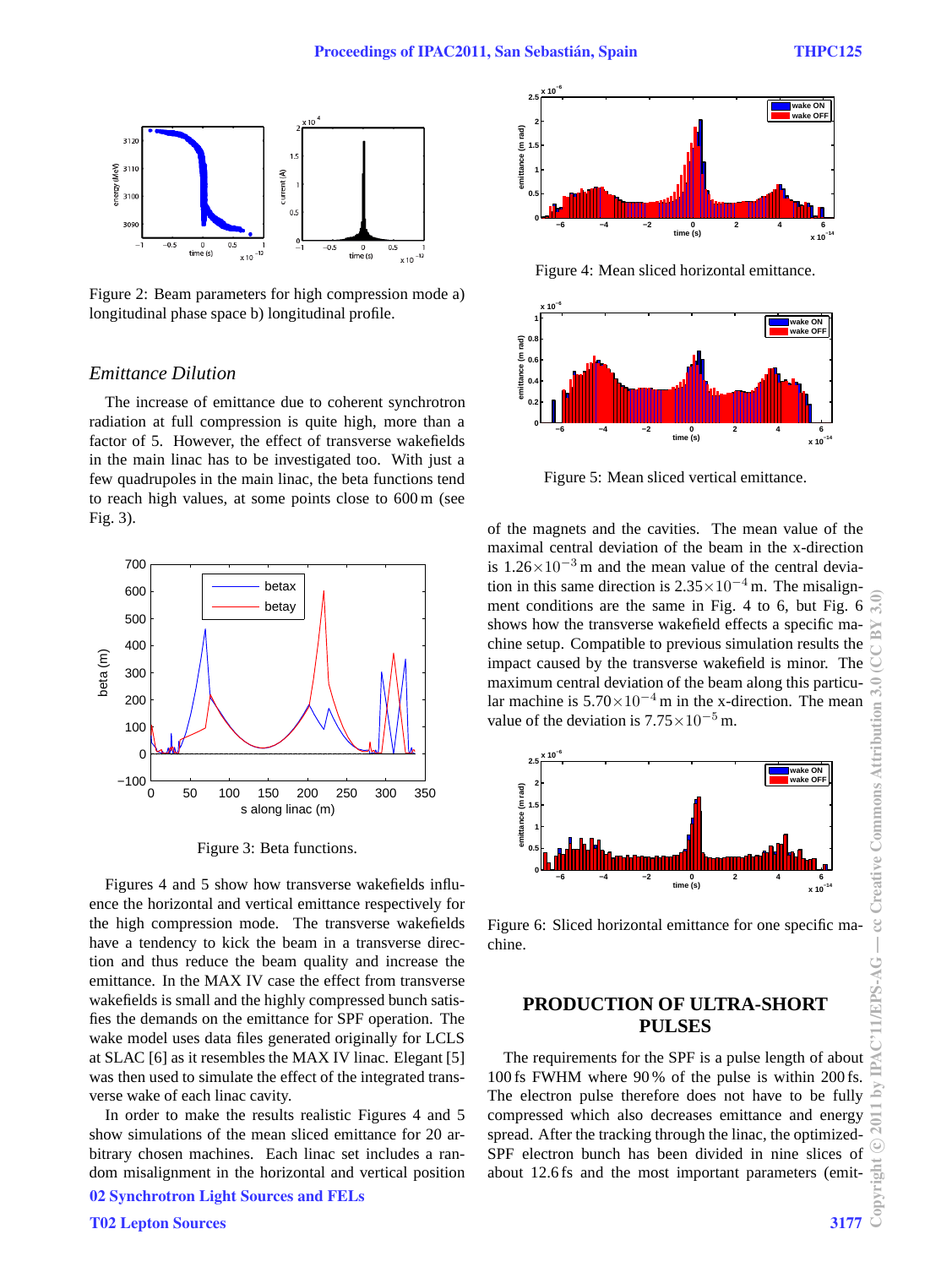Figure 2: Beam parameters for high compression mode a) longitudinal phase space b) longitudinal profile.

### Emittance Dilution

The increase of emittance due to coherent synchrotron radiation at full compression is quite high, more than a factor of 5. However, the effect of transverse wakefields in the main linac has to be investigated too. With just a few quadrupoles in the main linac, the beta functions tend to reach high values, at some points close to 600 m (see Fig. 3).

Figure 3: Beta functions.

Figures 4 and 5 show how transverse wakefields influence the horizontal and vertical emittance respectively for the high compression mode. The transverse wakefields have a tendency to kick the beam in a transverse direction and thus reduce the beam quality and increase the emittance. In the MAX IV case the effect from transverse wakefields is small and the highly compressed bunch satisfies the demands on the emittance for SPF operation. The wake model uses data files generated originally for LCLS at SLAC [6] as it resembles the MAX IV linac. Elegant [5] was then used to simulate the effect of the integrated transverse wake of each linac cavity.

In order to make the results realistic Figures 4 and 5 show simulations of the mean sliced emittance for 20 arbitrary chosen machines. Each linac set includes a random misalignment in the horizontal and vertical position of the magnets and the cavities. The mean value of the maximal central deviation of the beam in the x-direction is $1.26\times10^{-3}$ m and the mean value of the central deviation in this same direction is $2.35\times10^{-4}$ m. The misalignment conditions are the same in Fig. 4 to 6, but Fig. 6 shows how the transverse wakefield effects a specific machine setup. Compatible to previous simulation results the impact caused by the transverse wakefield is minor. The maximum central deviation of the beam along this particular machine is $5.70\times10^{-4}$ m in the x-direction. The mean value of the deviation is $7.75\times10^{-5}$ m.

Figure 4: Mean sliced horizontal emittance.

Figure 5: Mean sliced vertical emittance.

Figure 6: Sliced horizontal emittance for one specific machine.

## PRODUCTION OF ULTRA-SHORT PULSES

The requirements for the SPF is a pulse length of about 100 fs FWHM where 90 % of the pulse is within 200 fs. The electron pulse therefore does not have to be fully compressed which also decreases emittance and energy spread. After the tracking through the linac, the optimized-SPF electron bunch has been divided in nine slices of about 12.6 fs and the most important parameters (emit-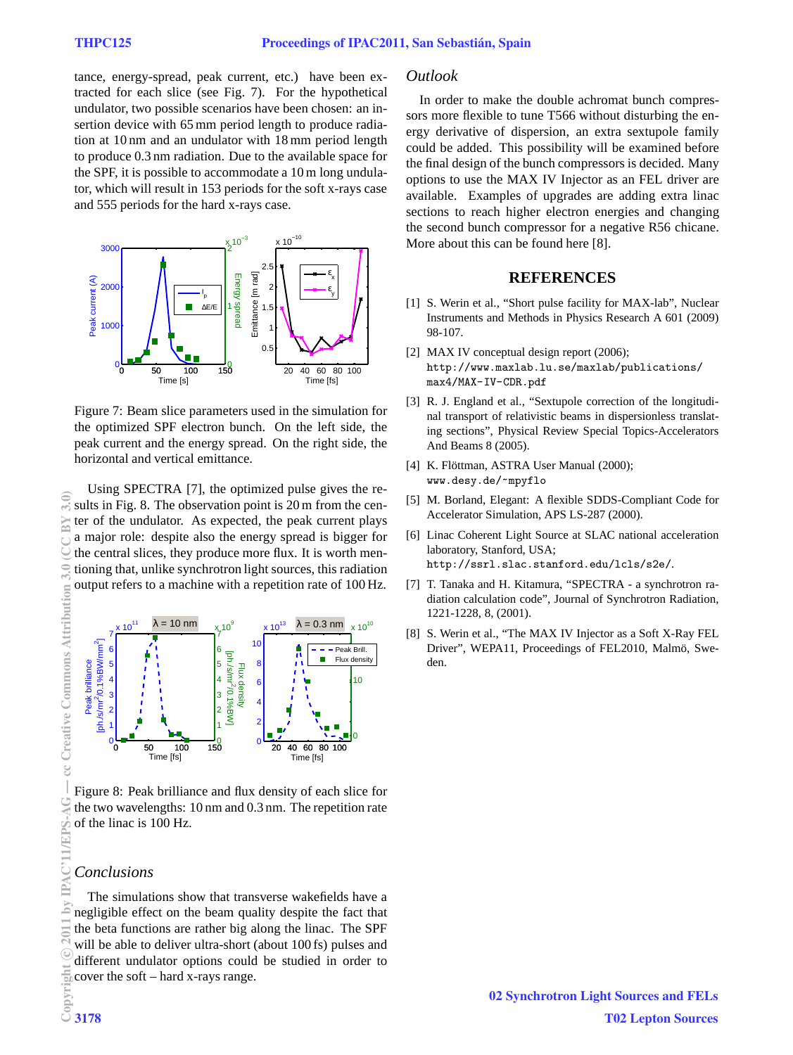tance, energy-spread, peak current, etc.) have been extracted for each slice (see Fig. 7). For the hypothetical undulator, two possible scenarios have been chosen: an insertion device with 65 mm period length to produce radiation at 10 nm and an undulator with 18 mm period length to produce 0.3 nm radiation. Due to the available space for the SPF, it is possible to accommodate a 10 m long undulator, which will result in 153 periods for the soft x-rays case and 555 periods for the hard x-rays case.

3000
2000
1000
0
Peak current (A)
0 50 100 150
Time [s]
x 10$^{-3}$
2
1
0
Energy spread
$I_p$
ΔE/E

x 10$^{-10}$
2.5
2
1.5
1
0.5
Emittance [m rad]
20 40 60 80 100
Time [fs]
$\varepsilon_x$
$\varepsilon_y$

Figure 7: Beam slice parameters used in the simulation for the optimized SPF electron bunch. On the left side, the peak current and the energy spread. On the right side, the horizontal and vertical emittance.

Using SPECTRA [7], the optimized pulse gives the results in Fig. 8. The observation point is 20 m from the center of the undulator. As expected, the peak current plays a major role: despite also the energy spread is bigger for the central slices, they produce more flux. It is worth mentioning that, unlike synchrotron light sources, this radiation output refers to a machine with a repetition rate of 100 Hz.

λ = 10 nm
x 10$^{11}$
7
6
5
4
3
2
1
0
Peak brilliance [ph./s/mr$^2$/0.1%BW/mm$^2$]
0 50 100 150
Time [fs]
x 10$^9$
7
6
5
4
3
2
1
0
Flux density [ph./s/mr$^2$/0.1%BW]

λ = 0.3 nm
x 10$^{13}$
10
8
6
4
2
0
20 40 60 80 100
Time [fs]
x 10$^{10}$
10
0
Peak Brill.
Flux density

Figure 8: Peak brilliance and flux density of each slice for the two wavelengths: 10 nm and 0.3 nm. The repetition rate of the linac is 100 Hz.

### *Conclusions*

The simulations show that transverse wakefields have a negligible effect on the beam quality despite the fact that the beta functions are rather big along the linac. The SPF will be able to deliver ultra-short (about 100 fs) pulses and different undulator options could be studied in order to cover the soft – hard x-rays range.

### *Outlook*

In order to make the double achromat bunch compressors more flexible to tune T566 without disturbing the energy derivative of dispersion, an extra sextupole family could be added. This possibility will be examined before the final design of the bunch compressors is decided. Many options to use the MAX IV Injector as an FEL driver are available. Examples of upgrades are adding extra linac sections to reach higher electron energies and changing the second bunch compressor for a negative R56 chicane. More about this can be found here [8].

## REFERENCES

[1] S. Werin et al., "Short pulse facility for MAX-lab", Nuclear Instruments and Methods in Physics Research A 601 (2009) 98-107.

[2] MAX IV conceptual design report (2006); `http://www.maxlab.lu.se/maxlab/publications/max4/MAX-IV-CDR.pdf`

[3] R. J. England et al., "Sextupole correction of the longitudinal transport of relativistic beams in dispersionless translating sections", Physical Review Special Topics-Accelerators And Beams 8 (2005).

[4] K. Flöttman, ASTRA User Manual (2000); `www.desy.de/~mpyflo`

[5] M. Borland, Elegant: A flexible SDDS-Compliant Code for Accelerator Simulation, APS LS-287 (2000).

[6] Linac Coherent Light Source at SLAC national acceleration laboratory, Stanford, USA; `http://ssrl.slac.stanford.edu/lcls/s2e/`.

[7] T. Tanaka and H. Kitamura, "SPECTRA - a synchrotron radiation calculation code", Journal of Synchrotron Radiation, 1221-1228, 8, (2001).

[8] S. Werin et al., "The MAX IV Injector as a Soft X-Ray FEL Driver", WEPA11, Proceedings of FEL2010, Malmö, Sweden.